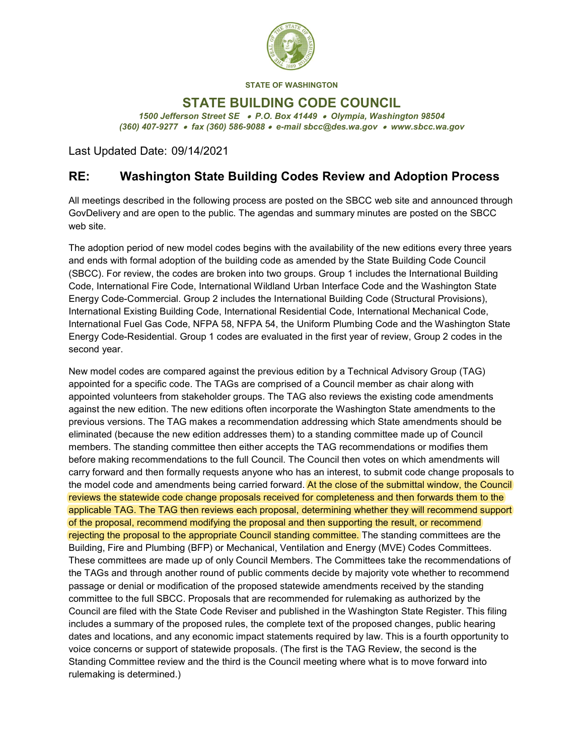STATE OF WASHINGTON

# STATE BUILDING CODE COUNCIL

*1500 Jefferson Street SE • P.O. Box 41449 • Olympia, Washington 98504*
*(360) 407-9277 • fax (360) 586-9088 • e-mail sbcc@des.wa.gov • www.sbcc.wa.gov*

Last Updated Date: 09/14/2021

## RE: Washington State Building Codes Review and Adoption Process

All meetings described in the following process are posted on the SBCC web site and announced through GovDelivery and are open to the public. The agendas and summary minutes are posted on the SBCC web site.

The adoption period of new model codes begins with the availability of the new editions every three years and ends with formal adoption of the building code as amended by the State Building Code Council (SBCC). For review, the codes are broken into two groups. Group 1 includes the International Building Code, International Fire Code, International Wildland Urban Interface Code and the Washington State Energy Code-Commercial. Group 2 includes the International Building Code (Structural Provisions), International Existing Building Code, International Residential Code, International Mechanical Code, International Fuel Gas Code, NFPA 58, NFPA 54, the Uniform Plumbing Code and the Washington State Energy Code-Residential. Group 1 codes are evaluated in the first year of review, Group 2 codes in the second year.

New model codes are compared against the previous edition by a Technical Advisory Group (TAG) appointed for a specific code. The TAGs are comprised of a Council member as chair along with appointed volunteers from stakeholder groups. The TAG also reviews the existing code amendments against the new edition. The new editions often incorporate the Washington State amendments to the previous versions. The TAG makes a recommendation addressing which State amendments should be eliminated (because the new edition addresses them) to a standing committee made up of Council members. The standing committee then either accepts the TAG recommendations or modifies them before making recommendations to the full Council. The Council then votes on which amendments will carry forward and then formally requests anyone who has an interest, to submit code change proposals to the model code and amendments being carried forward. At the close of the submittal window, the Council reviews the statewide code change proposals received for completeness and then forwards them to the applicable TAG. The TAG then reviews each proposal, determining whether they will recommend support of the proposal, recommend modifying the proposal and then supporting the result, or recommend rejecting the proposal to the appropriate Council standing committee. The standing committees are the Building, Fire and Plumbing (BFP) or Mechanical, Ventilation and Energy (MVE) Codes Committees. These committees are made up of only Council Members. The Committees take the recommendations of the TAGs and through another round of public comments decide by majority vote whether to recommend passage or denial or modification of the proposed statewide amendments received by the standing committee to the full SBCC. Proposals that are recommended for rulemaking as authorized by the Council are filed with the State Code Reviser and published in the Washington State Register. This filing includes a summary of the proposed rules, the complete text of the proposed changes, public hearing dates and locations, and any economic impact statements required by law. This is a fourth opportunity to voice concerns or support of statewide proposals. (The first is the TAG Review, the second is the Standing Committee review and the third is the Council meeting where what is to move forward into rulemaking is determined.)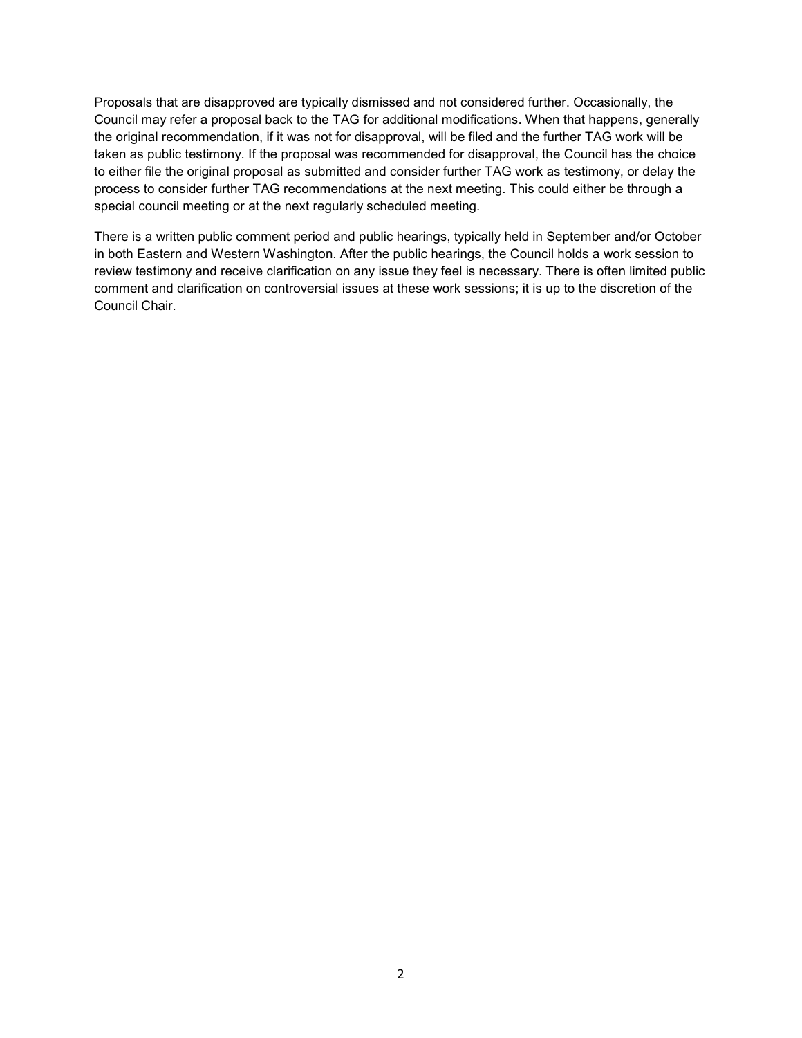Proposals that are disapproved are typically dismissed and not considered further. Occasionally, the Council may refer a proposal back to the TAG for additional modifications. When that happens, generally the original recommendation, if it was not for disapproval, will be filed and the further TAG work will be taken as public testimony. If the proposal was recommended for disapproval, the Council has the choice to either file the original proposal as submitted and consider further TAG work as testimony, or delay the process to consider further TAG recommendations at the next meeting. This could either be through a special council meeting or at the next regularly scheduled meeting.

There is a written public comment period and public hearings, typically held in September and/or October in both Eastern and Western Washington. After the public hearings, the Council holds a work session to review testimony and receive clarification on any issue they feel is necessary. There is often limited public comment and clarification on controversial issues at these work sessions; it is up to the discretion of the Council Chair.